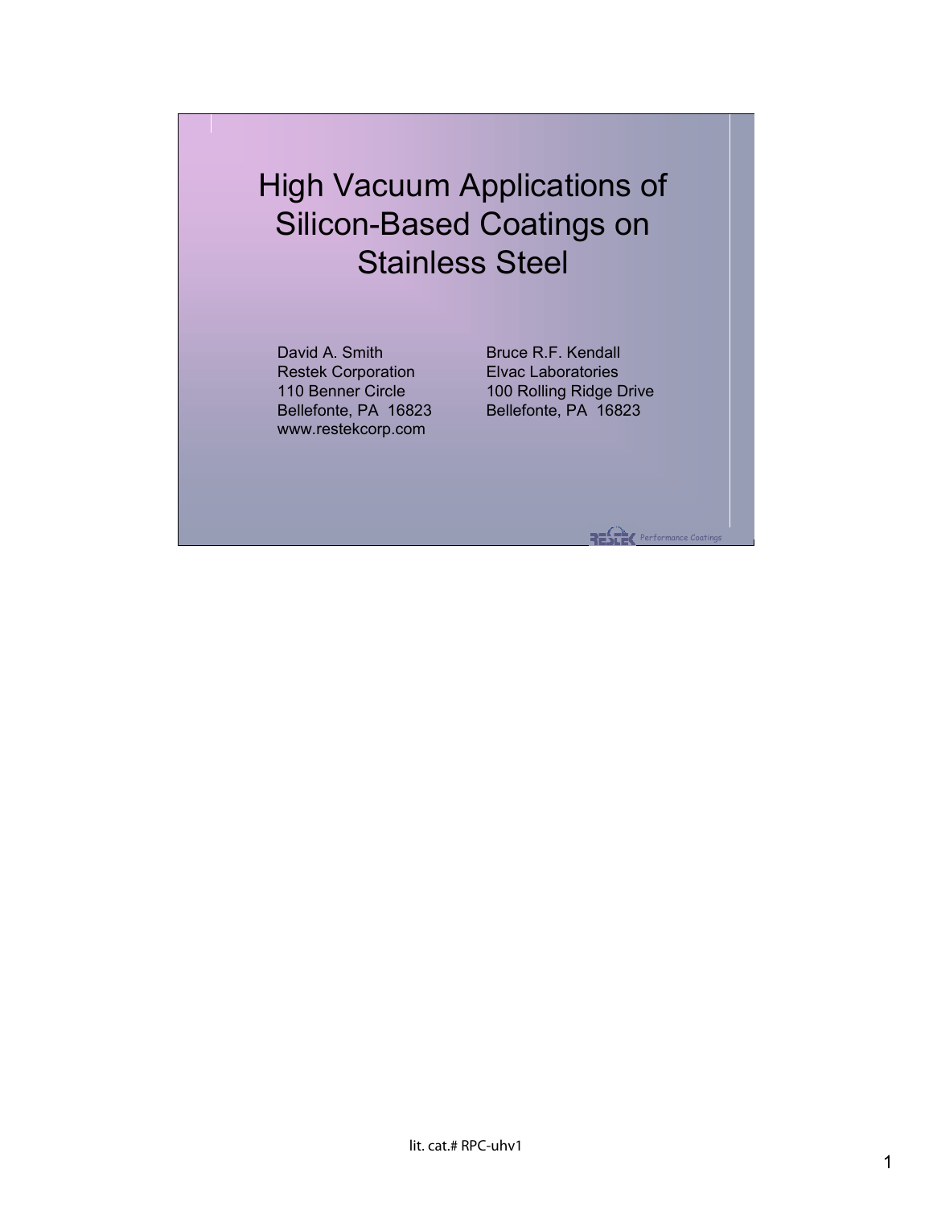# High Vacuum Applications of Silicon-Based Coatings on Stainless Steel

David A. Smith
Restek Corporation
110 Benner Circle
Bellefonte, PA 16823
www.restekcorp.com

Bruce R.F. Kendall
Elvac Laboratories
100 Rolling Ridge Drive
Bellefonte, PA 16823

Performance Coatings

lit. cat.# RPC-uhv1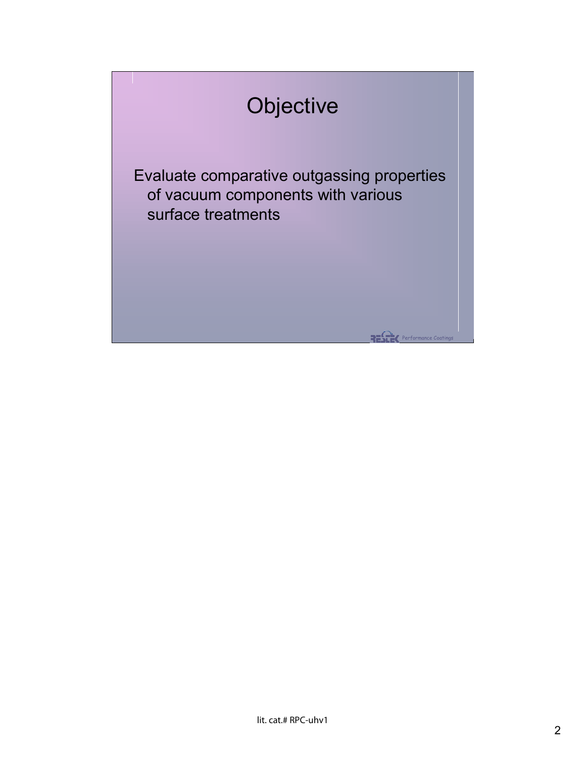# Objective

Evaluate comparative outgassing properties of vacuum components with various surface treatments

lit. cat.# RPC-uhv1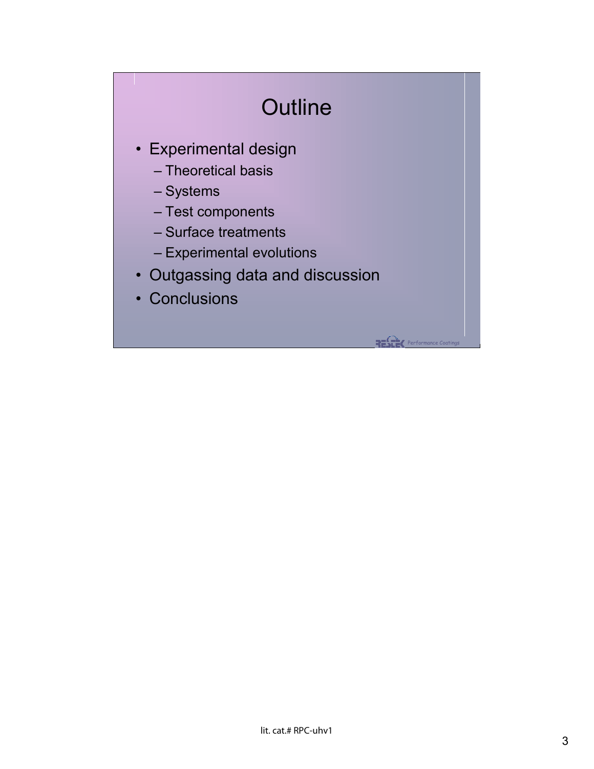# Outline

- Experimental design
  - Theoretical basis
  - Systems
  - Test components
  - Surface treatments
  - Experimental evolutions
- Outgassing data and discussion
- Conclusions

Restek Performance Coatings

lit. cat.# RPC-uhv1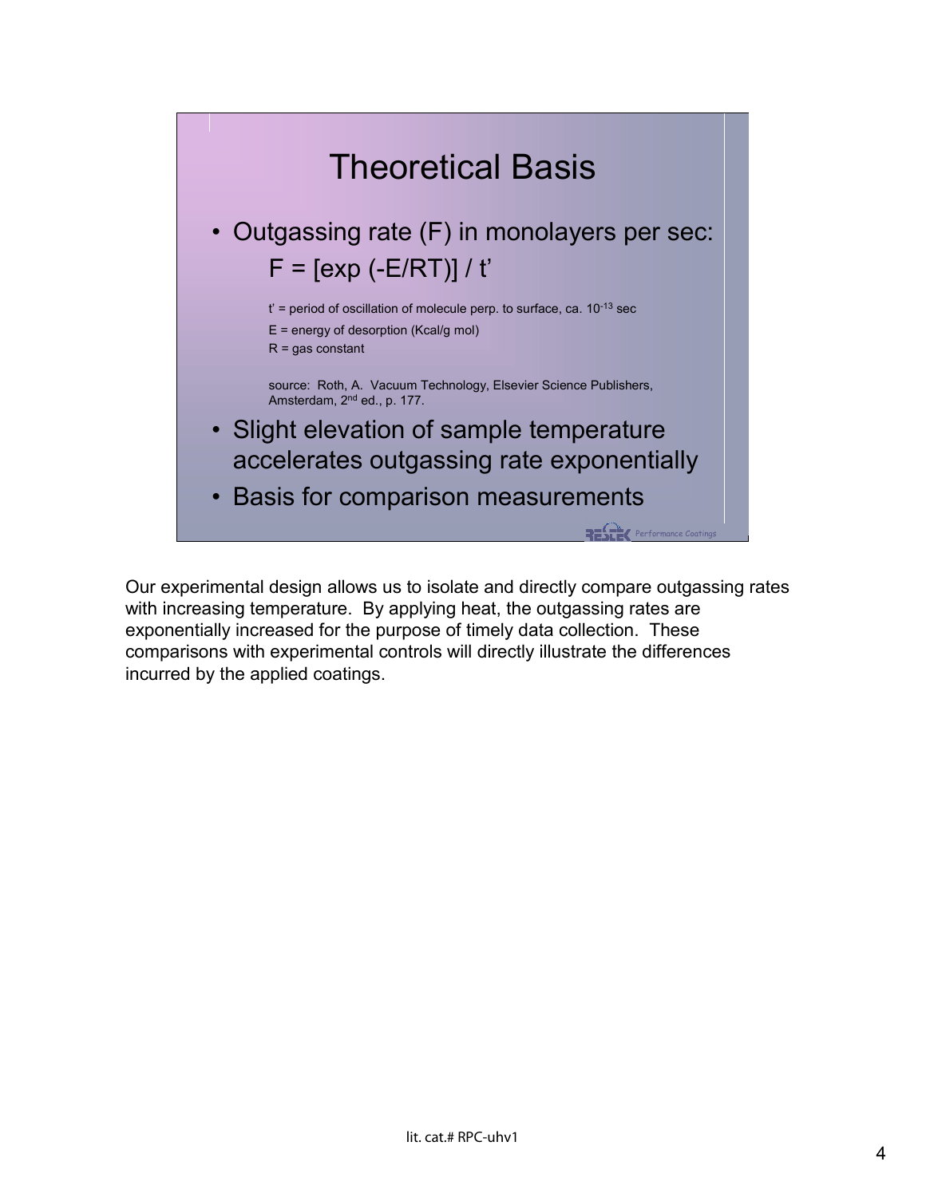## Theoretical Basis

- Outgassing rate (F) in monolayers per sec:

  $$F = [\exp(-E/RT)] / t'$$

  $t'$ = period of oscillation of molecule perp. to surface, ca. $10^{-13}$ sec

  E = energy of desorption (Kcal/g mol)

  R = gas constant

  source: Roth, A. Vacuum Technology, Elsevier Science Publishers, Amsterdam, 2nd ed., p. 177.

- Slight elevation of sample temperature accelerates outgassing rate exponentially
- Basis for comparison measurements

Restek Performance Coatings

Our experimental design allows us to isolate and directly compare outgassing rates with increasing temperature. By applying heat, the outgassing rates are exponentially increased for the purpose of timely data collection. These comparisons with experimental controls will directly illustrate the differences incurred by the applied coatings.

lit. cat.# RPC-uhv1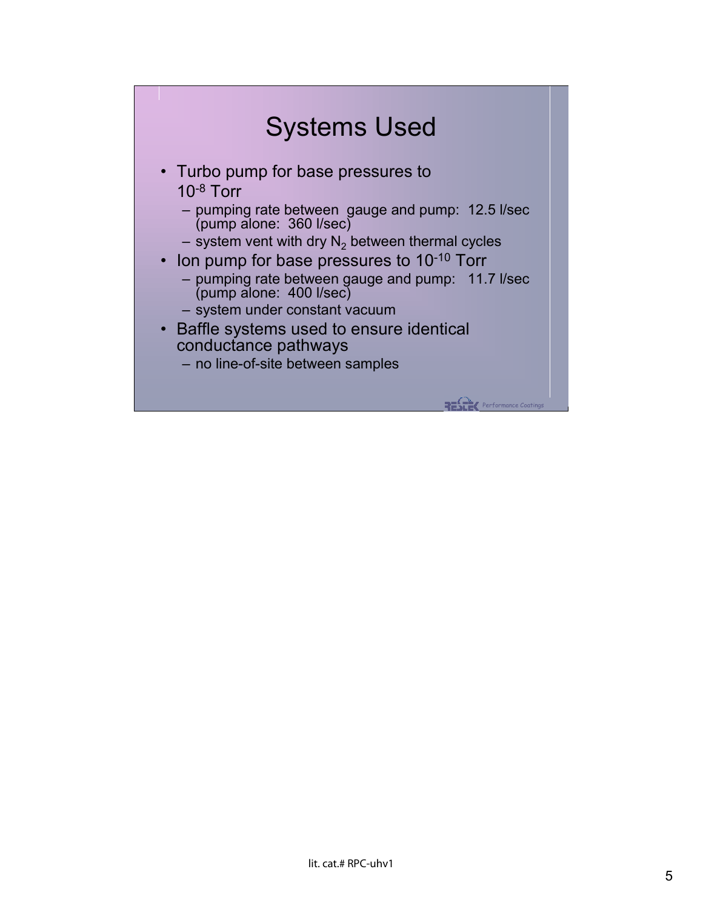# Systems Used

- Turbo pump for base pressures to $10^{-8}$ Torr
  - pumping rate between gauge and pump: 12.5 l/sec (pump alone: 360 l/sec)
  - system vent with dry $N_2$ between thermal cycles
- Ion pump for base pressures to $10^{-10}$ Torr
  - pumping rate between gauge and pump: 11.7 l/sec (pump alone: 400 l/sec)
  - system under constant vacuum
- Baffle systems used to ensure identical conductance pathways
  - no line-of-site between samples

lit. cat.# RPC-uhv1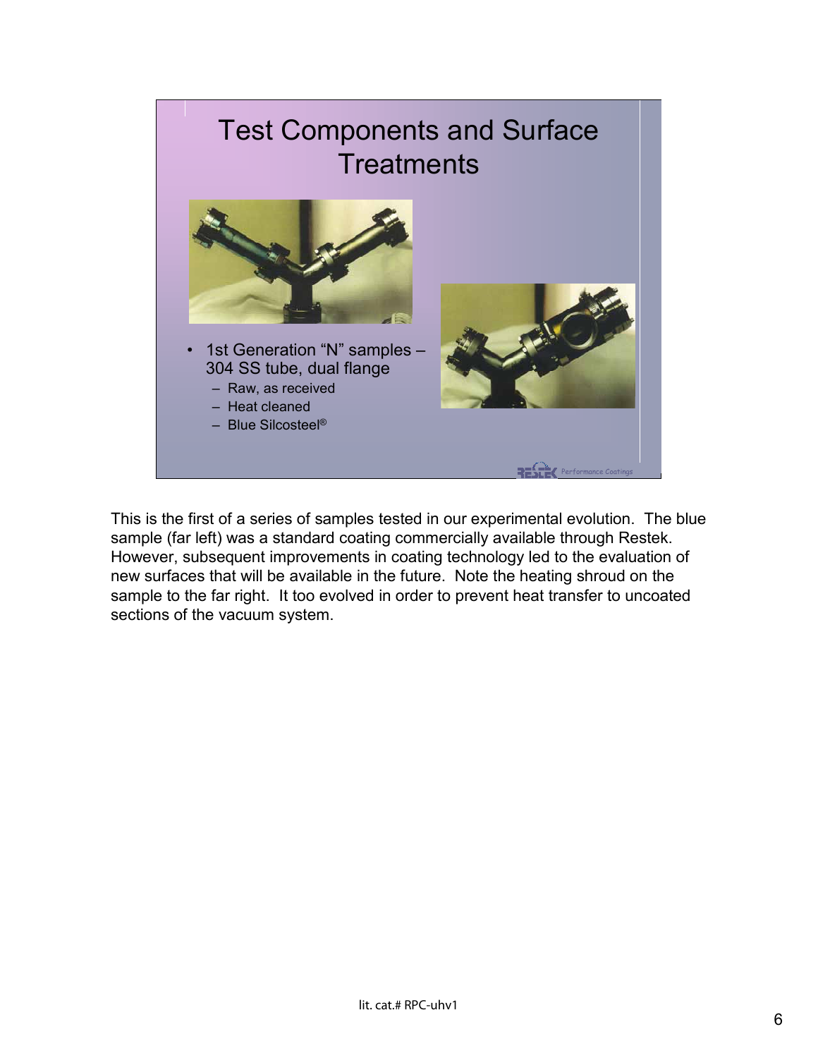# Test Components and Surface Treatments

- 1st Generation "N" samples – 304 SS tube, dual flange
  - Raw, as received
  - Heat cleaned
  - Blue Silcosteel®

This is the first of a series of samples tested in our experimental evolution. The blue sample (far left) was a standard coating commercially available through Restek. However, subsequent improvements in coating technology led to the evaluation of new surfaces that will be available in the future. Note the heating shroud on the sample to the far right. It too evolved in order to prevent heat transfer to uncoated sections of the vacuum system.

lit. cat.# RPC-uhv1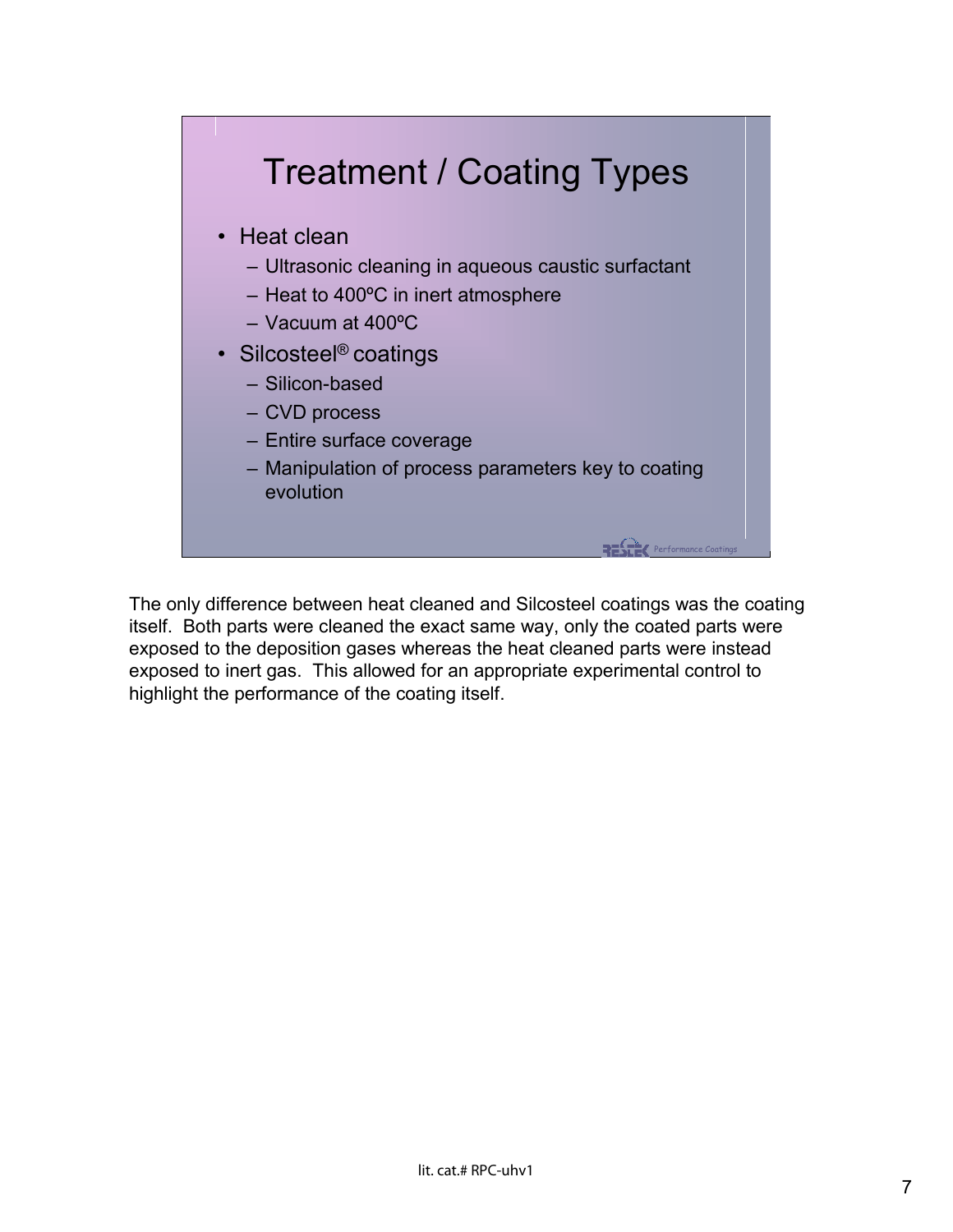## Treatment / Coating Types

- Heat clean
  - Ultrasonic cleaning in aqueous caustic surfactant
  - Heat to 400ºC in inert atmosphere
  - Vacuum at 400ºC
- Silcosteel® coatings
  - Silicon-based
  - CVD process
  - Entire surface coverage
  - Manipulation of process parameters key to coating evolution

Restek Performance Coatings

The only difference between heat cleaned and Silcosteel coatings was the coating itself. Both parts were cleaned the exact same way, only the coated parts were exposed to the deposition gases whereas the heat cleaned parts were instead exposed to inert gas. This allowed for an appropriate experimental control to highlight the performance of the coating itself.

lit. cat.# RPC-uhv1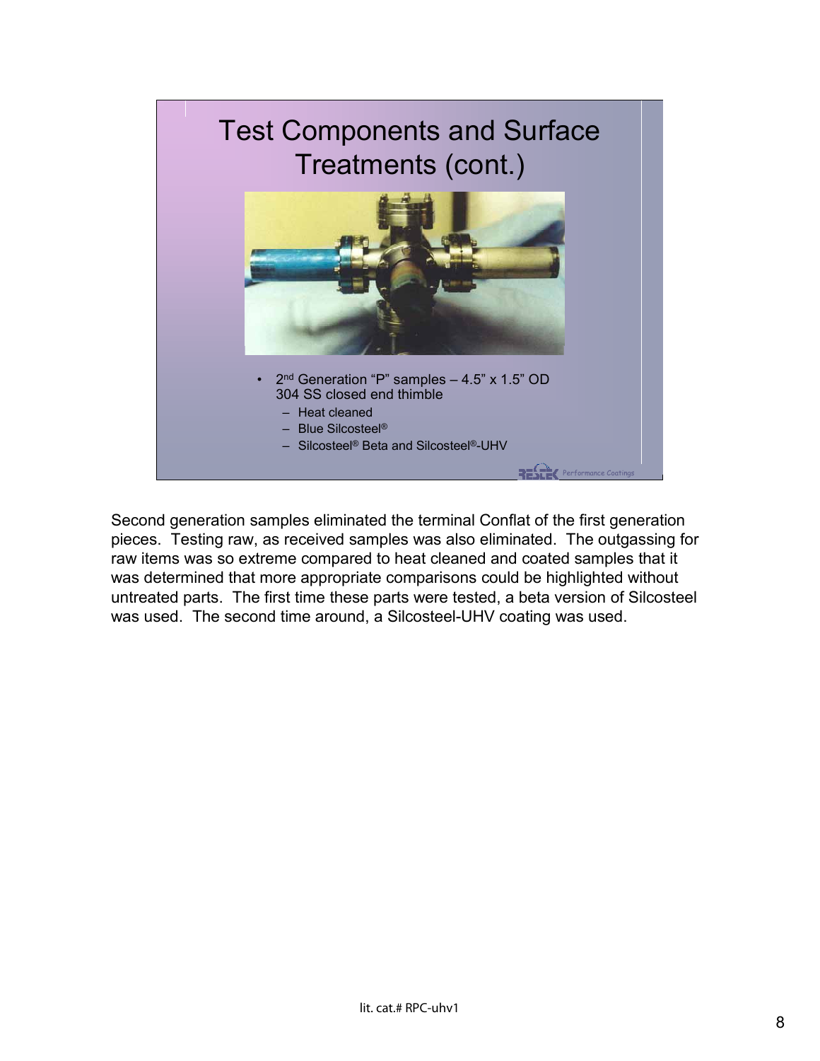# Test Components and Surface Treatments (cont.)

- 2nd Generation "P" samples – 4.5" x 1.5" OD 304 SS closed end thimble
  - Heat cleaned
  - Blue Silcosteel®
  - Silcosteel® Beta and Silcosteel®-UHV

Second generation samples eliminated the terminal Conflat of the first generation pieces. Testing raw, as received samples was also eliminated. The outgassing for raw items was so extreme compared to heat cleaned and coated samples that it was determined that more appropriate comparisons could be highlighted without untreated parts. The first time these parts were tested, a beta version of Silcosteel was used. The second time around, a Silcosteel-UHV coating was used.

lit. cat.# RPC-uhv1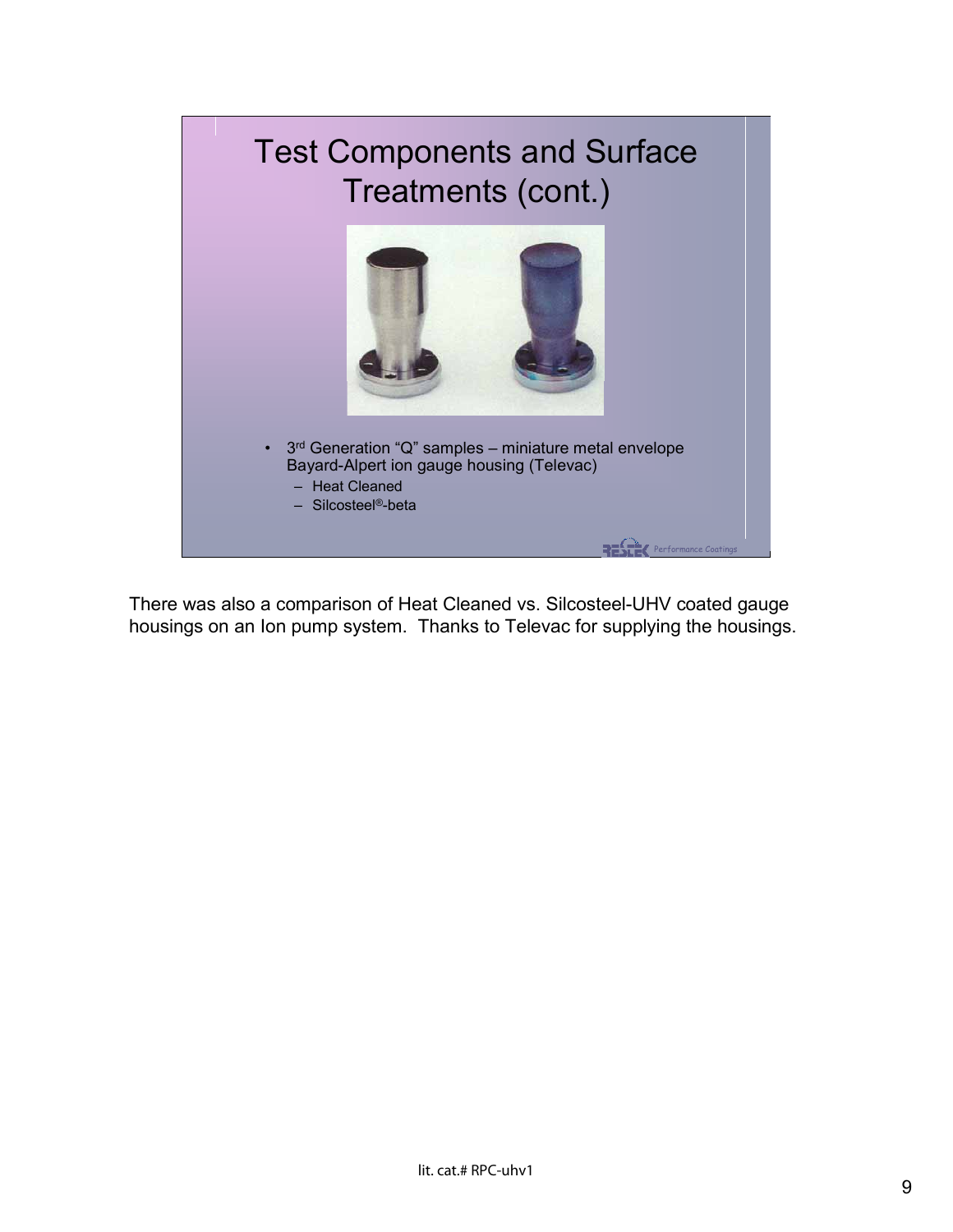# Test Components and Surface Treatments (cont.)

- 3rd Generation "Q" samples – miniature metal envelope Bayard-Alpert ion gauge housing (Televac)
  - Heat Cleaned
  - Silcosteel®-beta

There was also a comparison of Heat Cleaned vs. Silcosteel-UHV coated gauge housings on an Ion pump system. Thanks to Televac for supplying the housings.

lit. cat.# RPC-uhv1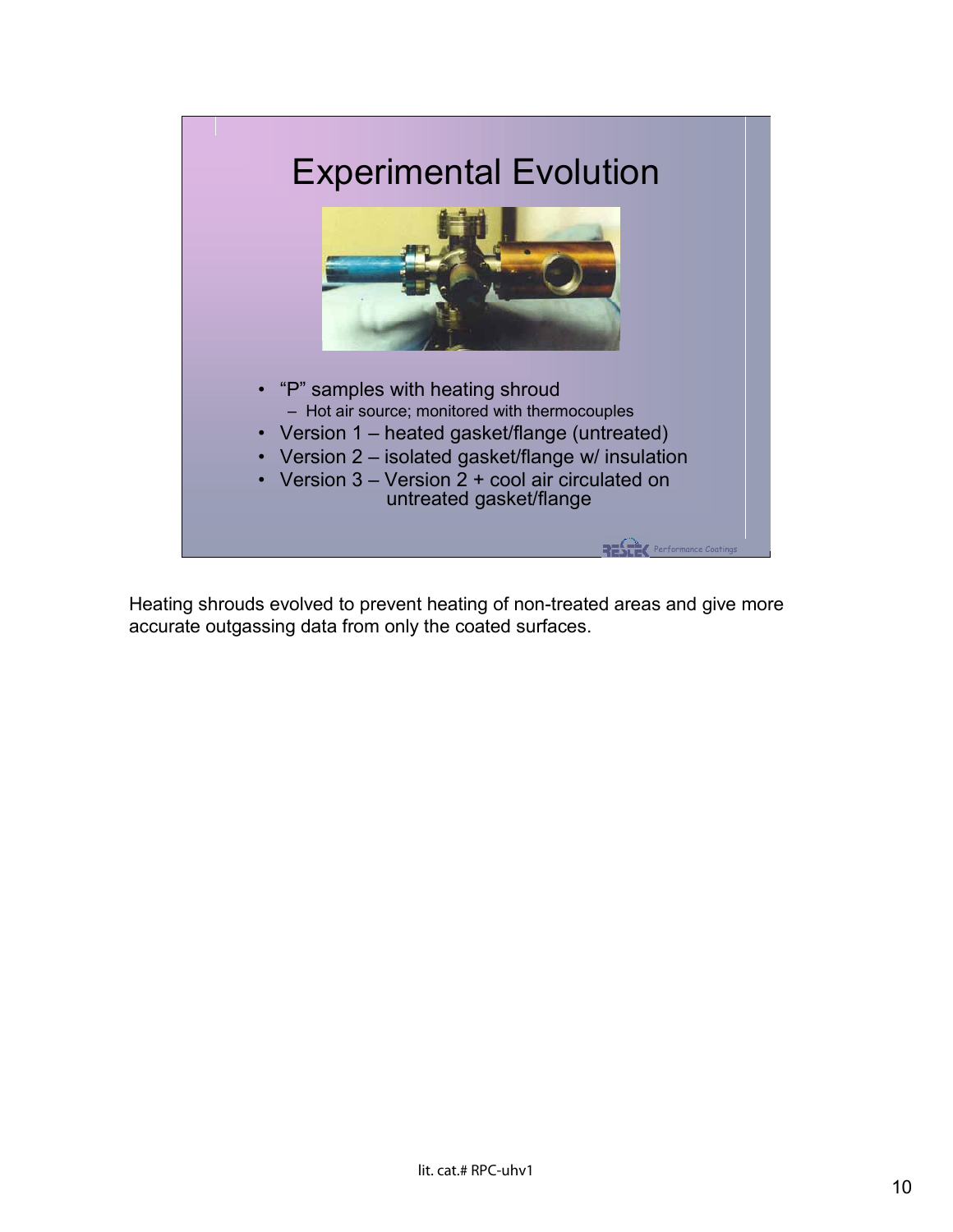## Experimental Evolution

- "P" samples with heating shroud
  - Hot air source; monitored with thermocouples
- Version 1 – heated gasket/flange (untreated)
- Version 2 – isolated gasket/flange w/ insulation
- Version 3 – Version 2 + cool air circulated on untreated gasket/flange

Heating shrouds evolved to prevent heating of non-treated areas and give more accurate outgassing data from only the coated surfaces.

lit. cat.# RPC-uhv1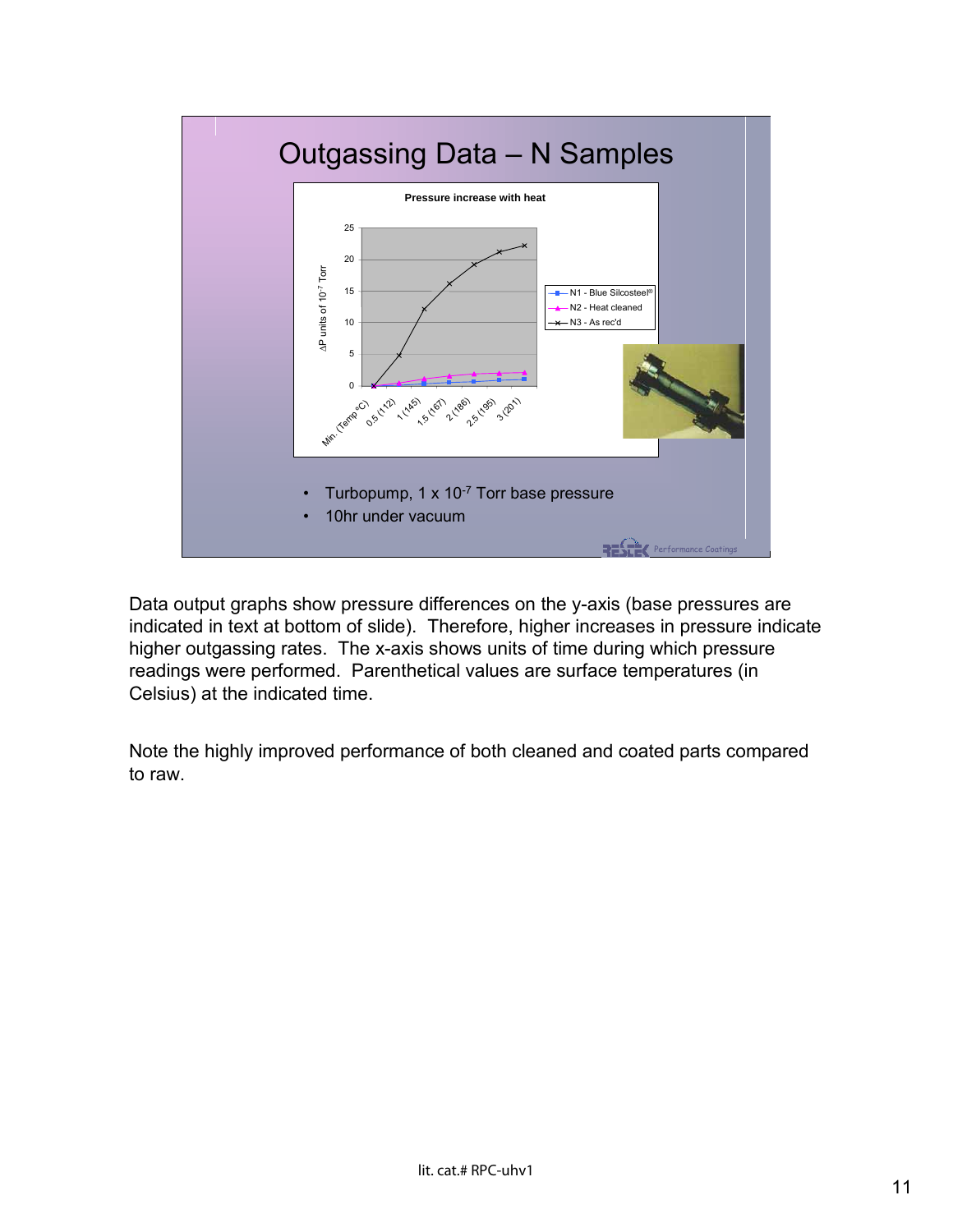# Outgassing Data – N Samples

**Pressure increase with heat**

ΔP units of $10^{-7}$ Torr

- N1 - Blue Silcosteel®
- N2 - Heat cleaned
- N3 - As rec'd

Min. (Temp °C): 0.5 (112), 1 (145), 1.5 (167), 2 (186), 2.5 (195), 3 (201)

- Turbopump, 1 x $10^{-7}$ Torr base pressure
- 10hr under vacuum

Data output graphs show pressure differences on the y-axis (base pressures are indicated in text at bottom of slide). Therefore, higher increases in pressure indicate higher outgassing rates. The x-axis shows units of time during which pressure readings were performed. Parenthetical values are surface temperatures (in Celsius) at the indicated time.

Note the highly improved performance of both cleaned and coated parts compared to raw.

lit. cat.# RPC-uhv1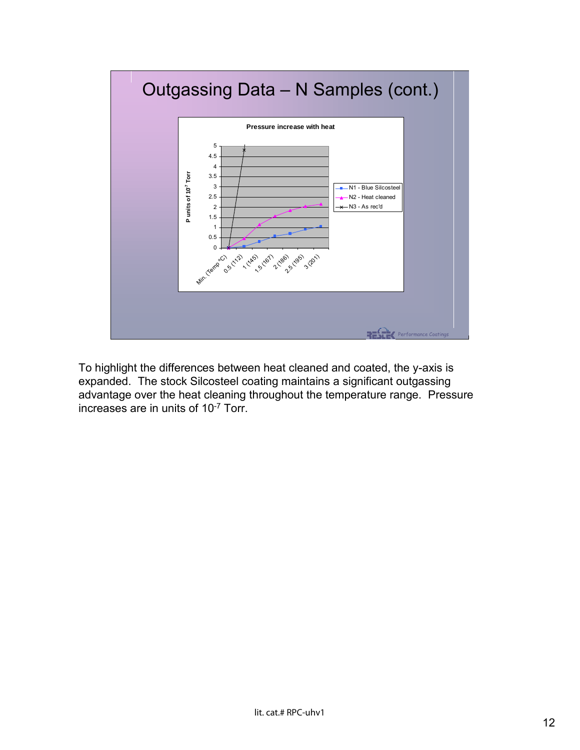# Outgassing Data – N Samples (cont.)

**Pressure increase with heat**

P units of $10^7$ Torr

| Min. (Temp °C) | 0.5 (112) | 1 (145) | 1.5 (167) | 2 (186) | 2.5 (195) | 3 (201) |
|---|---|---|---|---|---|---|

- N1 - Blue Silcosteel
- N2 - Heat cleaned
- N3 - As rec'd

To highlight the differences between heat cleaned and coated, the y-axis is expanded. The stock Silcosteel coating maintains a significant outgassing advantage over the heat cleaning throughout the temperature range. Pressure increases are in units of $10^{-7}$ Torr.

lit. cat.# RPC-uhv1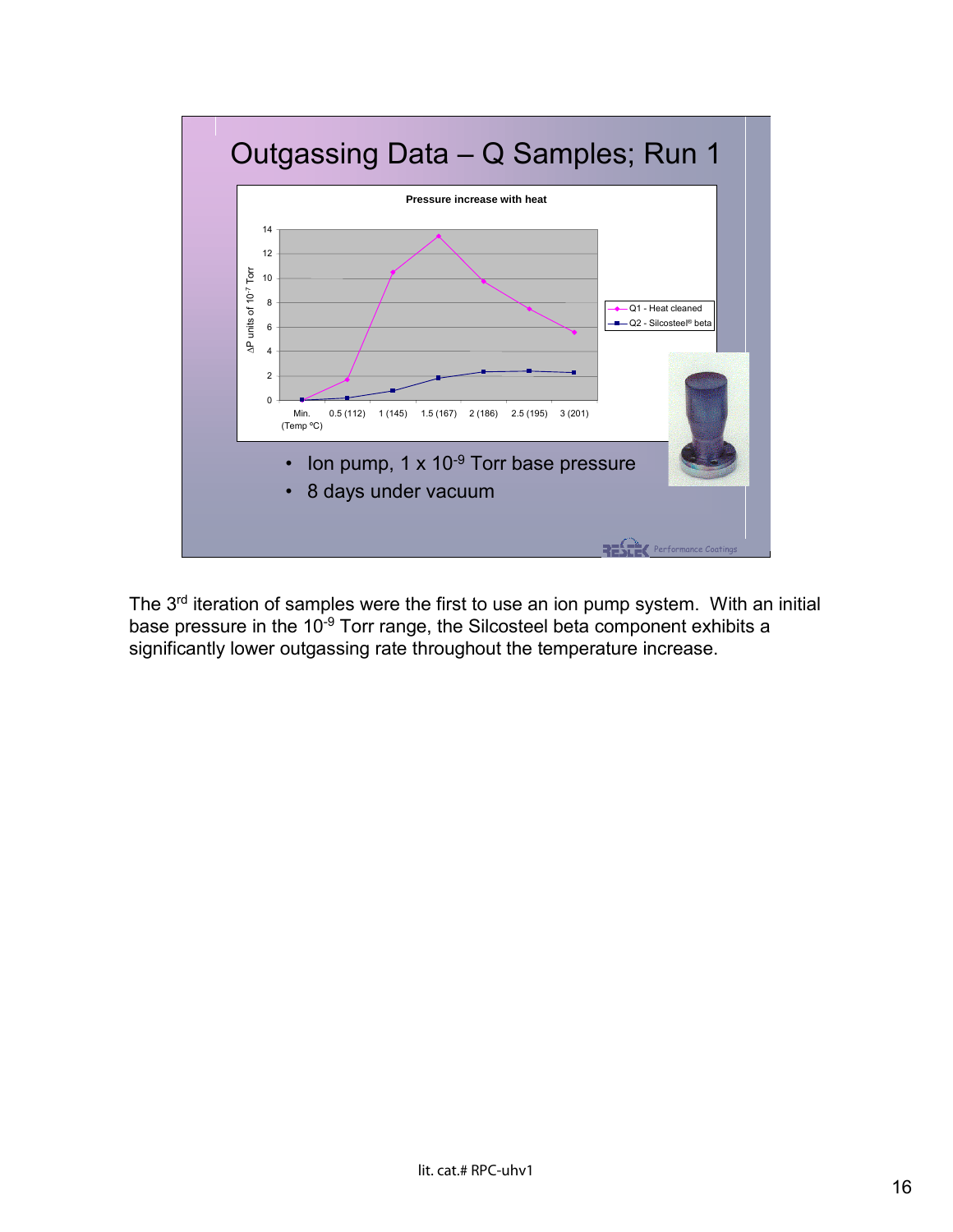## Outgassing Data – Q Samples; Run 1

**Pressure increase with heat**

| Temp | Q1 - Heat cleaned | Q2 - Silcosteel® beta |
|---|---|---|
| Min. | 0 | 0 |
| 0.5 (112) | 1.7 | 0.2 |
| 1 (145) | 10.5 | 0.8 |
| 1.5 (167) | 13.5 | 1.8 |
| 2 (186) | 9.8 | 2.3 |
| 2.5 (195) | 7.5 | 2.4 |
| 3 (201) | 5.6 | 2.3 |

ΔP units of $10^{-7}$ Torr; (Temp °C)

- Ion pump, 1 x $10^{-9}$ Torr base pressure
- 8 days under vacuum

The 3rd iteration of samples were the first to use an ion pump system. With an initial base pressure in the $10^{-9}$ Torr range, the Silcosteel beta component exhibits a significantly lower outgassing rate throughout the temperature increase.

lit. cat.# RPC-uhv1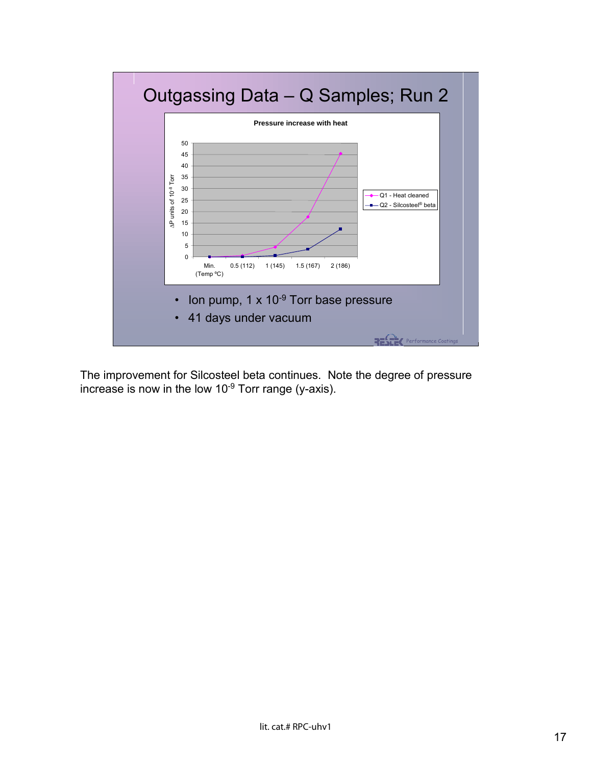## Outgassing Data – Q Samples; Run 2

**Pressure increase with heat**

ΔP units of $10^{-8}$ Torr

| Temp (°C) | Q1 - Heat cleaned | Q2 - Silcosteel® beta |
|---|---|---|
| Min. | 0 | 0 |
| 0.5 (112) | ~0.5 | ~0 |
| 1 (145) | ~4.5 | ~0.5 |
| 1.5 (167) | ~17.5 | ~3.5 |
| 2 (186) | ~45.5 | ~12.5 |

- Ion pump, 1 x $10^{-9}$ Torr base pressure
- 41 days under vacuum

The improvement for Silcosteel beta continues. Note the degree of pressure increase is now in the low $10^{-9}$ Torr range (y-axis).

lit. cat.# RPC-uhv1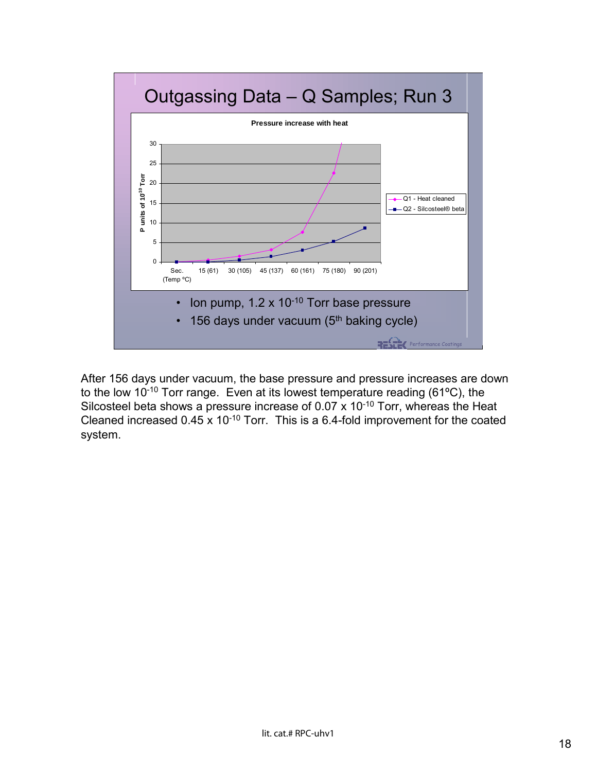# Outgassing Data – Q Samples; Run 3

**Pressure increase with heat**

P units of $10^{-10}$ Torr

Sec. (Temp °C): 15 (61), 30 (105), 45 (137), 60 (161), 75 (180), 90 (201)

- Q1 - Heat cleaned
- Q2 - Silcosteel® beta

- Ion pump, $1.2 \times 10^{-10}$ Torr base pressure
- 156 days under vacuum (5th baking cycle)

After 156 days under vacuum, the base pressure and pressure increases are down to the low $10^{-10}$ Torr range. Even at its lowest temperature reading (61ºC), the Silcosteel beta shows a pressure increase of $0.07 \times 10^{-10}$ Torr, whereas the Heat Cleaned increased $0.45 \times 10^{-10}$ Torr. This is a 6.4-fold improvement for the coated system.

lit. cat.# RPC-uhv1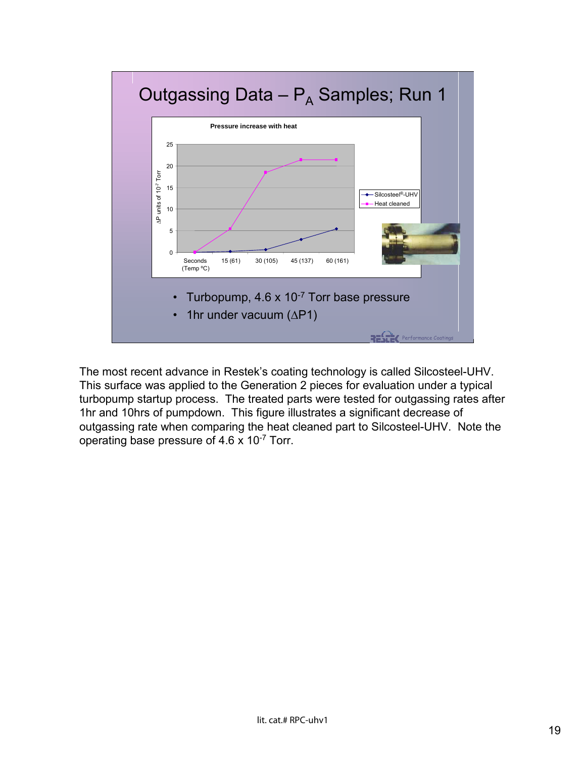## Outgassing Data – $P_A$ Samples; Run 1

**Pressure increase with heat**

- Turbopump, 4.6 x $10^{-7}$ Torr base pressure
- 1hr under vacuum ($\Delta$P1)

The most recent advance in Restek's coating technology is called Silcosteel-UHV. This surface was applied to the Generation 2 pieces for evaluation under a typical turbopump startup process. The treated parts were tested for outgassing rates after 1hr and 10hrs of pumpdown. This figure illustrates a significant decrease of outgassing rate when comparing the heat cleaned part to Silcosteel-UHV. Note the operating base pressure of 4.6 x $10^{-7}$ Torr.

lit. cat.# RPC-uhv1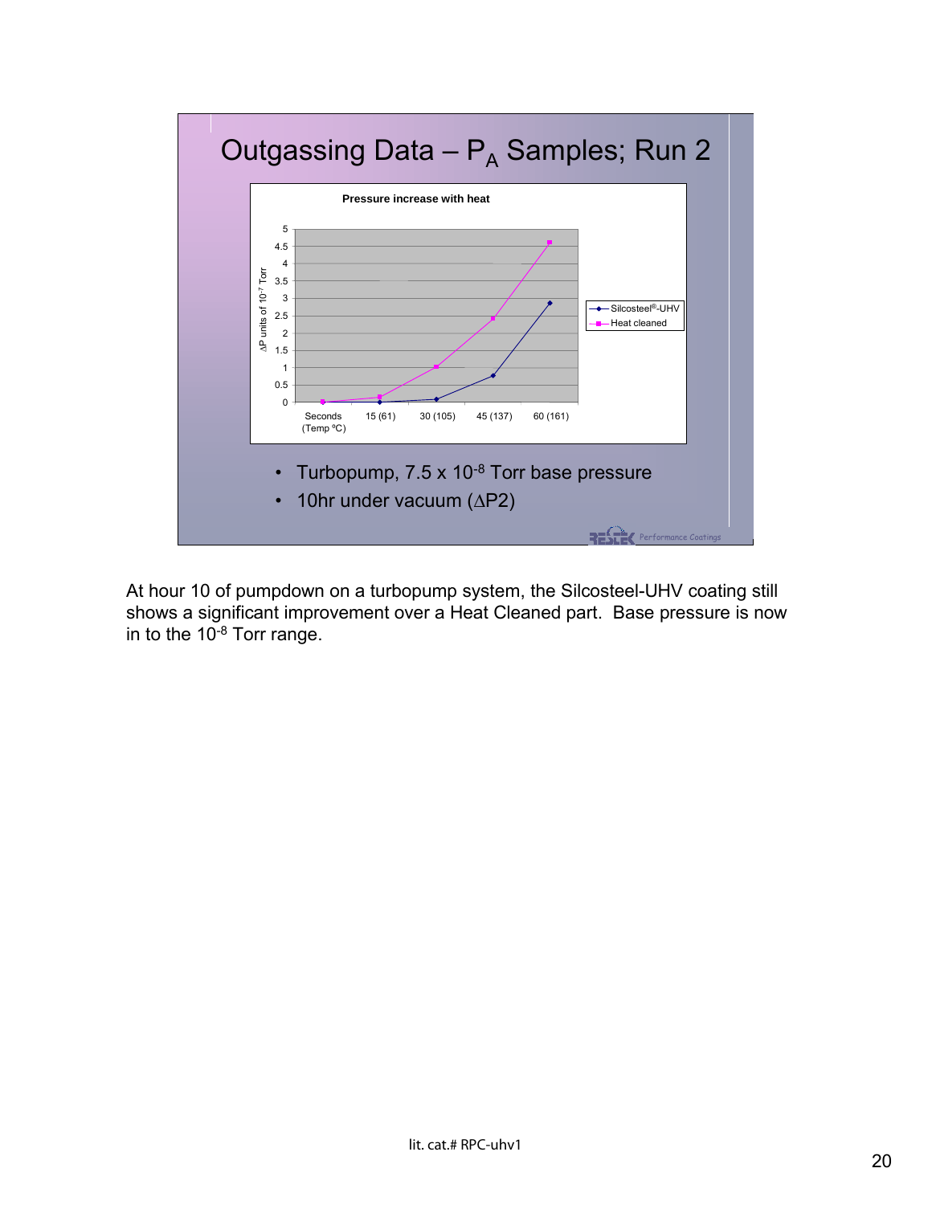# Outgassing Data – $P_A$ Samples; Run 2

**Pressure increase with heat**

$\Delta P$ units of $10^{-7}$ Torr

| Seconds (Temp °C) | 0 | 15 (61) | 30 (105) | 45 (137) | 60 (161) |
|---|---|---|---|---|---|

Legend: Silcosteel®-UHV; Heat cleaned

- Turbopump, $7.5 \times 10^{-8}$ Torr base pressure
- 10hr under vacuum ($\Delta$P2)

At hour 10 of pumpdown on a turbopump system, the Silcosteel-UHV coating still shows a significant improvement over a Heat Cleaned part. Base pressure is now in to the $10^{-8}$ Torr range.

lit. cat.# RPC-uhv1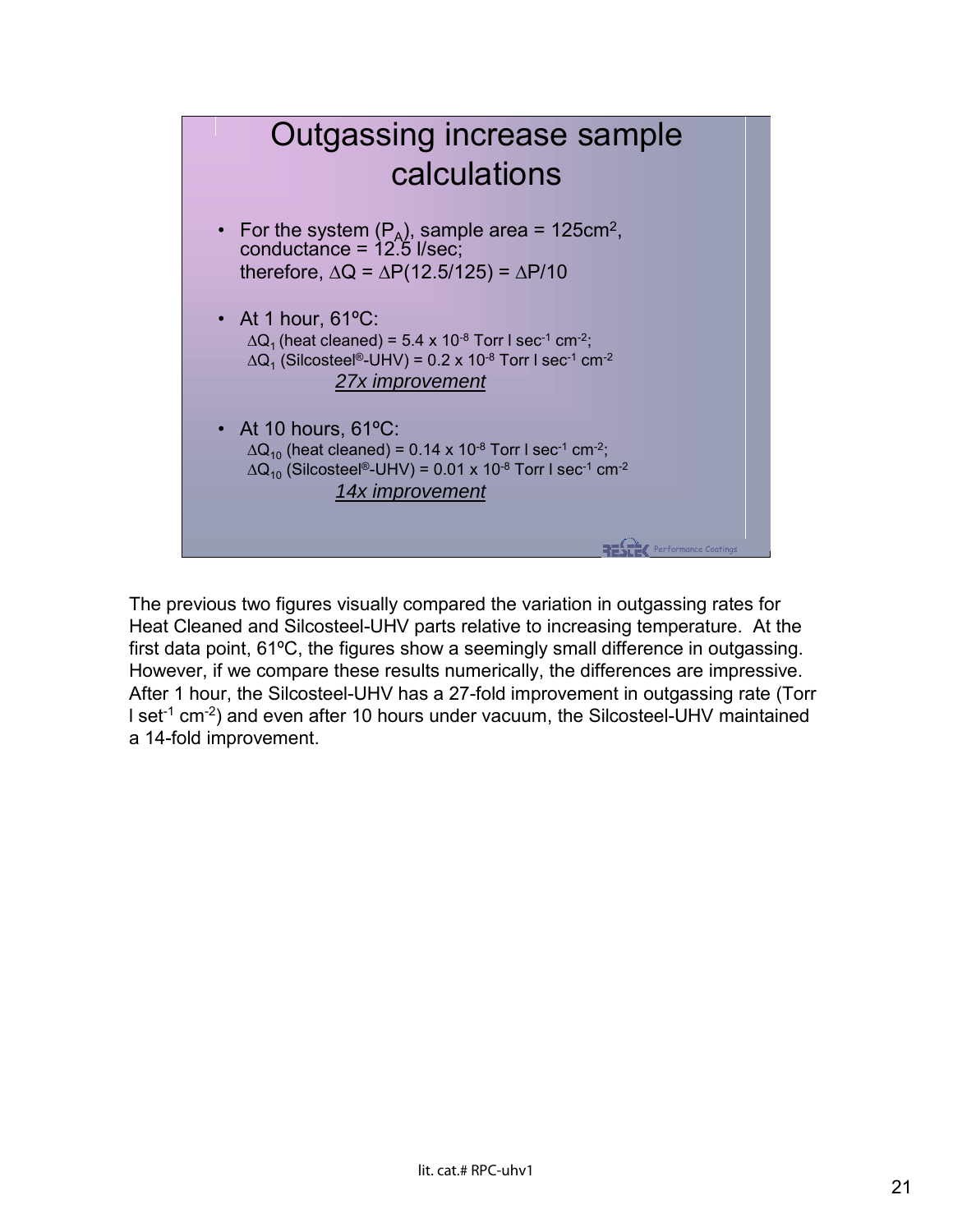# Outgassing increase sample calculations

- For the system ($P_A$), sample area = 125cm$^2$, conductance = 12.5 l/sec; therefore, $\Delta Q = \Delta P(12.5/125) = \Delta P/10$
- At 1 hour, 61ºC:
  $\Delta Q_1$ (heat cleaned) = 5.4 x $10^{-8}$ Torr l sec$^{-1}$ cm$^{-2}$;
  $\Delta Q_1$ (Silcosteel®-UHV) = 0.2 x $10^{-8}$ Torr l sec$^{-1}$ cm$^{-2}$
  *27x improvement*
- At 10 hours, 61ºC:
  $\Delta Q_{10}$ (heat cleaned) = 0.14 x $10^{-8}$ Torr l sec$^{-1}$ cm$^{-2}$;
  $\Delta Q_{10}$ (Silcosteel®-UHV) = 0.01 x $10^{-8}$ Torr l sec$^{-1}$ cm$^{-2}$
  *14x improvement*

RESTEK Performance Coatings

The previous two figures visually compared the variation in outgassing rates for Heat Cleaned and Silcosteel-UHV parts relative to increasing temperature. At the first data point, 61ºC, the figures show a seemingly small difference in outgassing. However, if we compare these results numerically, the differences are impressive. After 1 hour, the Silcosteel-UHV has a 27-fold improvement in outgassing rate (Torr l set$^{-1}$ cm$^{-2}$) and even after 10 hours under vacuum, the Silcosteel-UHV maintained a 14-fold improvement.

lit. cat.# RPC-uhv1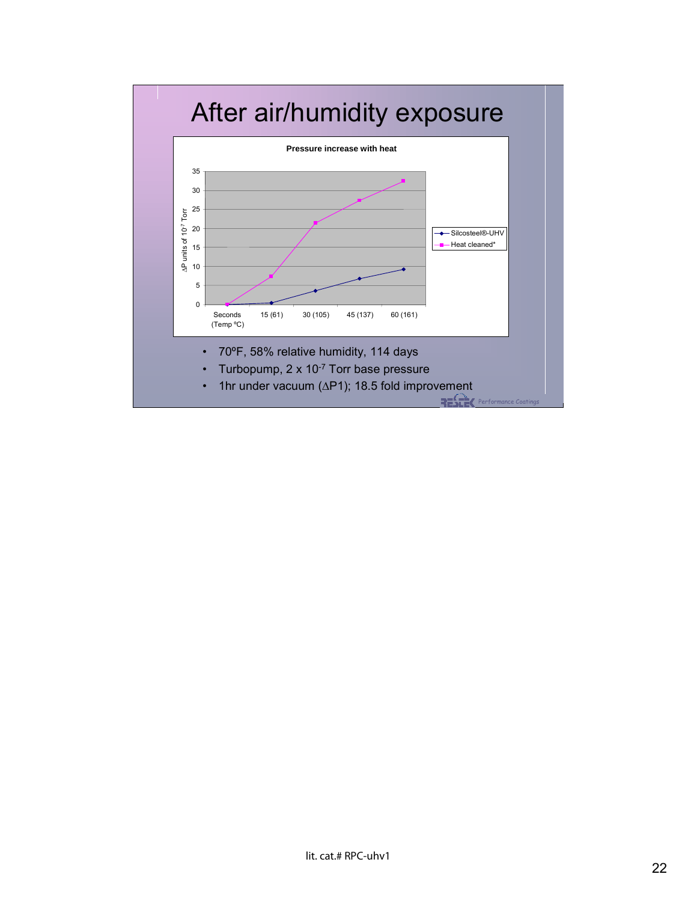# After air/humidity exposure

**Pressure increase with heat**

$\Delta P$ units of $10^{-7}$ Torr

| Seconds (Temp ºC) | 0 | 15 (61) | 30 (105) | 45 (137) | 60 (161) |
|---|---|---|---|---|---|
| Silcosteel®-UHV | 0 | ~0.5 | ~3.6 | ~6.8 | ~9.2 |
| Heat cleaned* | 0 | ~7.3 | ~21.4 | ~27.4 | ~32.5 |

- 70ºF, 58% relative humidity, 114 days
- Turbopump, 2 x $10^{-7}$ Torr base pressure
- 1hr under vacuum ($\Delta$P1); 18.5 fold improvement

Restek Performance Coatings

lit. cat.# RPC-uhv1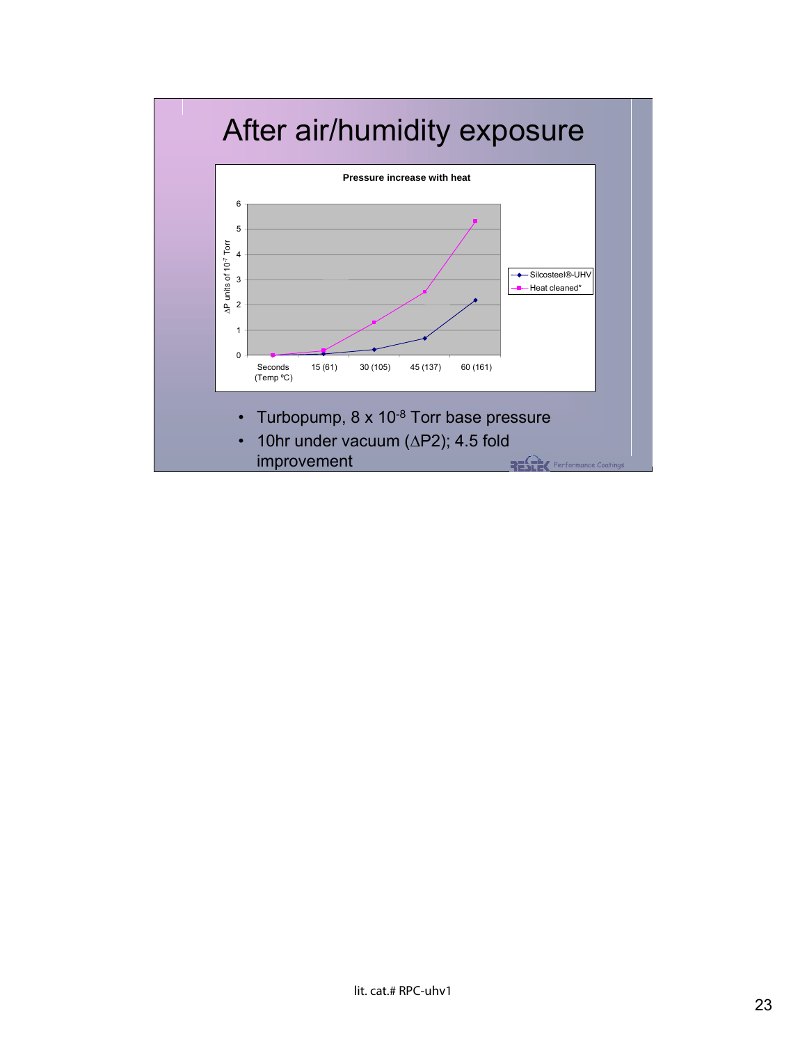# After air/humidity exposure

**Pressure increase with heat**

$\Delta P$ units of $10^{-7}$ Torr

| Seconds (Temp °C) | 0 | 15 (61) | 30 (105) | 45 (137) | 60 (161) |
|---|---|---|---|---|---|
| Silcosteel®-UHV | 0 | 0.05 | 0.22 | 0.68 | 2.2 |
| Heat cleaned* | 0 | 0.18 | 1.3 | 2.5 | 5.3 |

- Turbopump, 8 x $10^{-8}$ Torr base pressure
- 10hr under vacuum ($\Delta$P2); 4.5 fold improvement

Restek Performance Coatings

lit. cat.# RPC-uhv1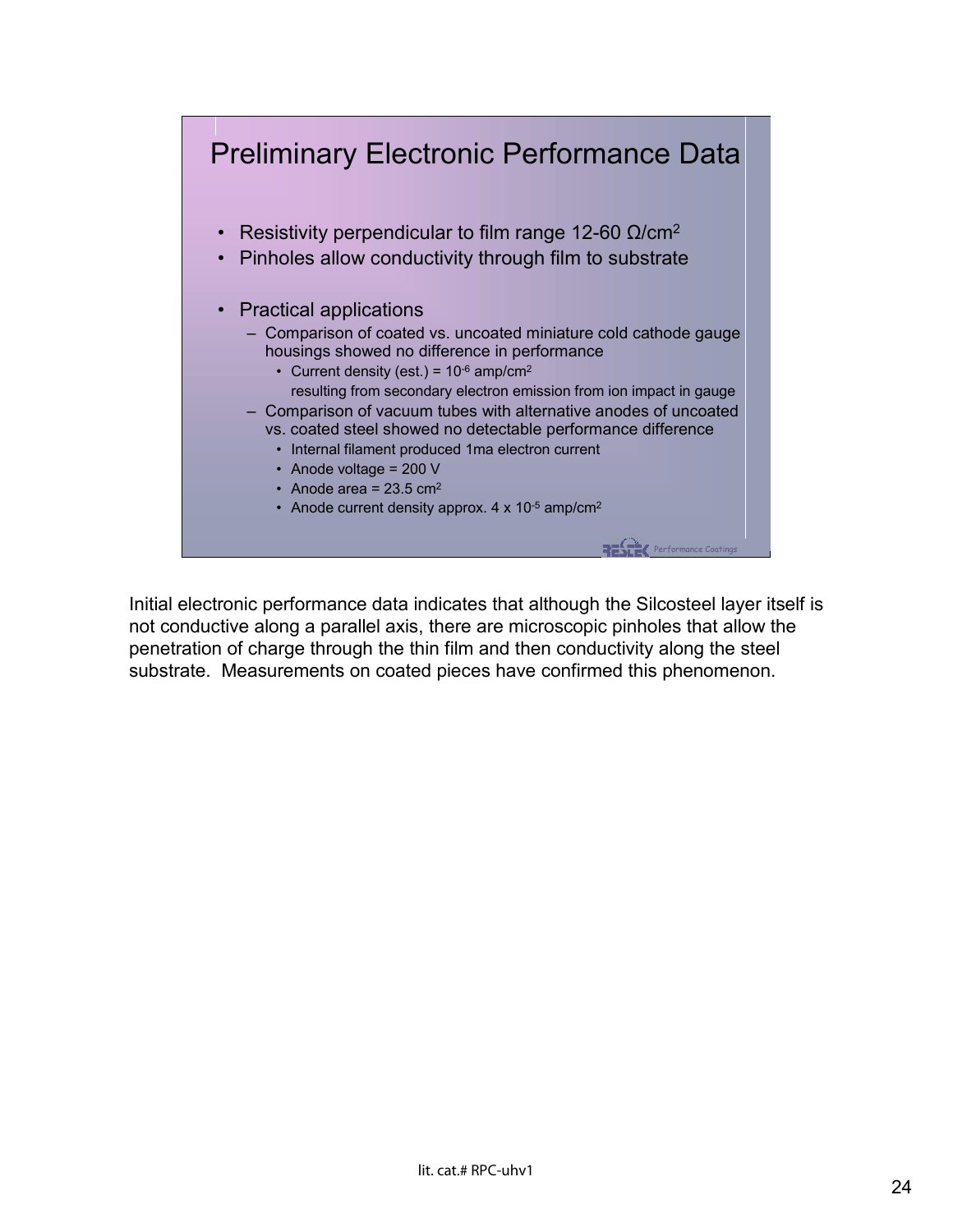## Preliminary Electronic Performance Data

- Resistivity perpendicular to film range 12-60 $\Omega/cm^2$
- Pinholes allow conductivity through film to substrate

- Practical applications
  - Comparison of coated vs. uncoated miniature cold cathode gauge housings showed no difference in performance
    - Current density (est.) = $10^{-6}$ amp/$cm^2$ resulting from secondary electron emission from ion impact in gauge
  - Comparison of vacuum tubes with alternative anodes of uncoated vs. coated steel showed no detectable performance difference
    - Internal filament produced 1ma electron current
    - Anode voltage = 200 V
    - Anode area = 23.5 $cm^2$
    - Anode current density approx. 4 x $10^{-5}$ amp/$cm^2$

Restek Performance Coatings

Initial electronic performance data indicates that although the Silcosteel layer itself is not conductive along a parallel axis, there are microscopic pinholes that allow the penetration of charge through the thin film and then conductivity along the steel substrate. Measurements on coated pieces have confirmed this phenomenon.

lit. cat.# RPC-uhv1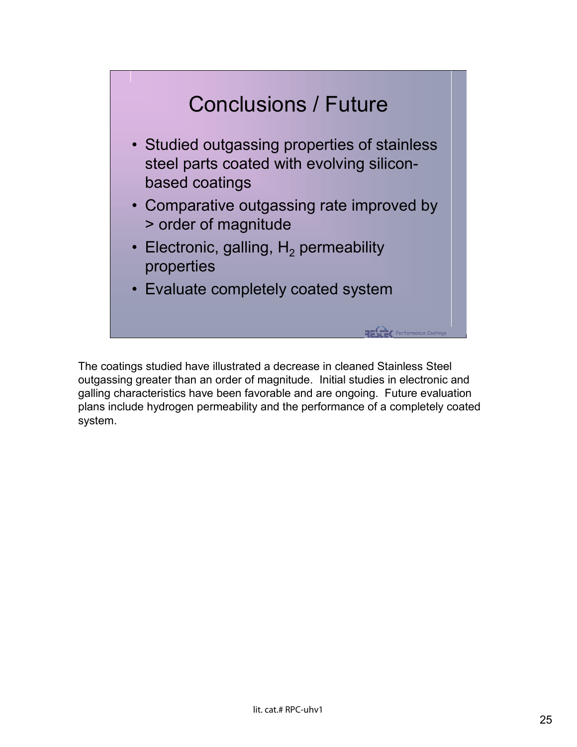## Conclusions / Future

- Studied outgassing properties of stainless steel parts coated with evolving silicon-based coatings
- Comparative outgassing rate improved by > order of magnitude
- Electronic, galling, $H_2$ permeability properties
- Evaluate completely coated system

RESTEK Performance Coatings

The coatings studied have illustrated a decrease in cleaned Stainless Steel outgassing greater than an order of magnitude. Initial studies in electronic and galling characteristics have been favorable and are ongoing. Future evaluation plans include hydrogen permeability and the performance of a completely coated system.

lit. cat.# RPC-uhv1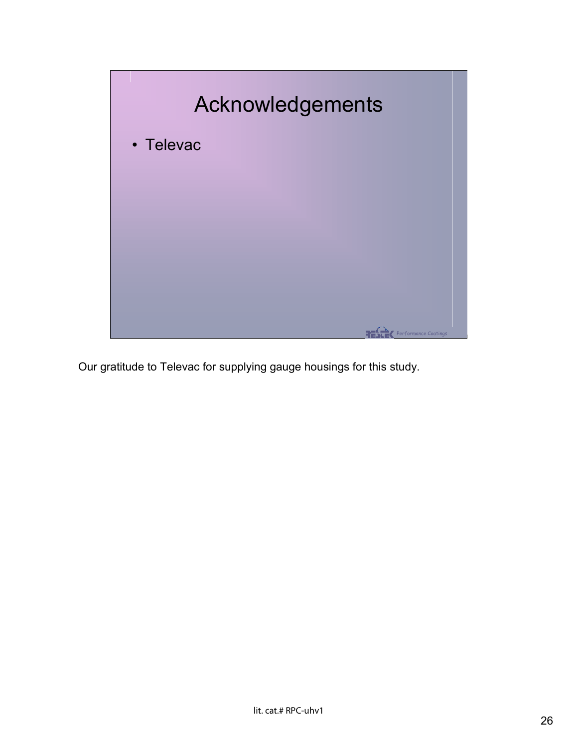# Acknowledgements

- Televac

Performance Coatings

Our gratitude to Televac for supplying gauge housings for this study.

lit. cat.# RPC-uhv1